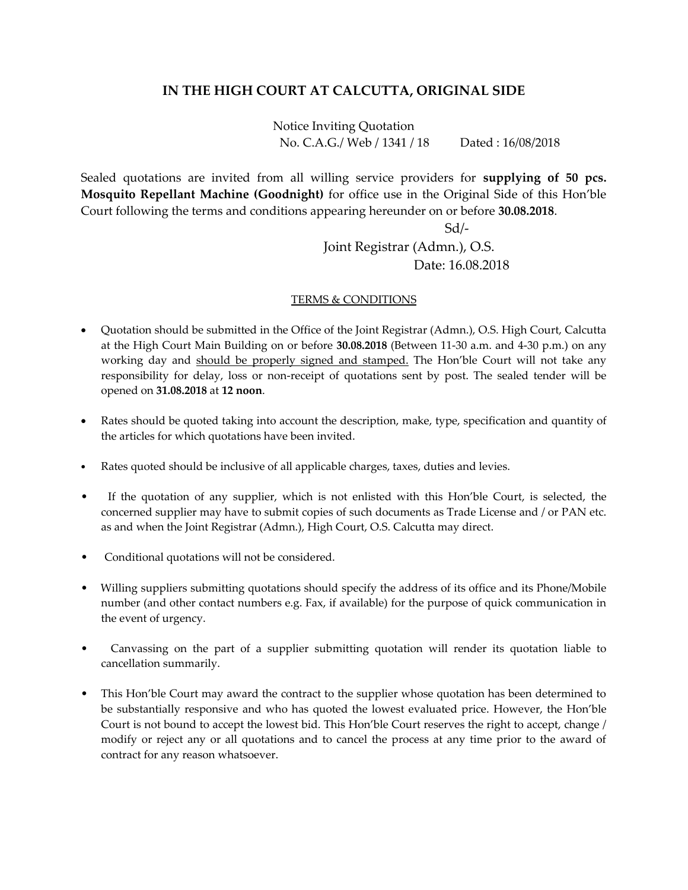# IN THE HIGH COURT AT CALCUTTA, ORIGINAL SIDE

Notice Inviting Quotation
No. C.A.G./ Web / 1341 / 18 Dated : 16/08/2018

Sealed quotations are invited from all willing service providers for **supplying of 50 pcs. Mosquito Repellant Machine (Goodnight)** for office use in the Original Side of this Hon'ble Court following the terms and conditions appearing hereunder on or before **30.08.2018**.

Sd/-
Joint Registrar (Admn.), O.S.
Date: 16.08.2018

<u>TERMS & CONDITIONS</u>

- Quotation should be submitted in the Office of the Joint Registrar (Admn.), O.S. High Court, Calcutta at the High Court Main Building on or before **30.08.2018** (Between 11-30 a.m. and 4-30 p.m.) on any working day and <u>should be properly signed and stamped.</u> The Hon'ble Court will not take any responsibility for delay, loss or non-receipt of quotations sent by post. The sealed tender will be opened on **31.08.2018** at **12 noon**.
- Rates should be quoted taking into account the description, make, type, specification and quantity of the articles for which quotations have been invited.
- Rates quoted should be inclusive of all applicable charges, taxes, duties and levies.
- If the quotation of any supplier, which is not enlisted with this Hon'ble Court, is selected, the concerned supplier may have to submit copies of such documents as Trade License and / or PAN etc. as and when the Joint Registrar (Admn.), High Court, O.S. Calcutta may direct.
- Conditional quotations will not be considered.
- Willing suppliers submitting quotations should specify the address of its office and its Phone/Mobile number (and other contact numbers e.g. Fax, if available) for the purpose of quick communication in the event of urgency.
- Canvassing on the part of a supplier submitting quotation will render its quotation liable to cancellation summarily.
- This Hon'ble Court may award the contract to the supplier whose quotation has been determined to be substantially responsive and who has quoted the lowest evaluated price. However, the Hon'ble Court is not bound to accept the lowest bid. This Hon'ble Court reserves the right to accept, change / modify or reject any or all quotations and to cancel the process at any time prior to the award of contract for any reason whatsoever.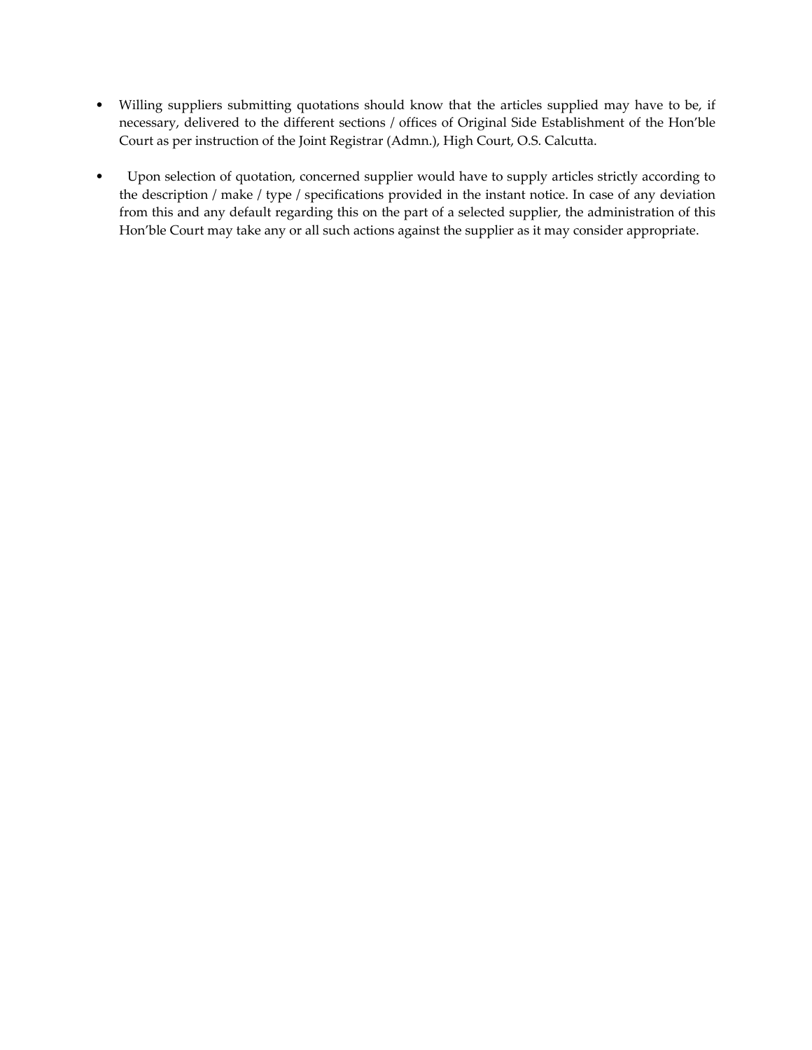- Willing suppliers submitting quotations should know that the articles supplied may have to be, if necessary, delivered to the different sections / offices of Original Side Establishment of the Hon'ble Court as per instruction of the Joint Registrar (Admn.), High Court, O.S. Calcutta.

- Upon selection of quotation, concerned supplier would have to supply articles strictly according to the description / make / type / specifications provided in the instant notice. In case of any deviation from this and any default regarding this on the part of a selected supplier, the administration of this Hon'ble Court may take any or all such actions against the supplier as it may consider appropriate.